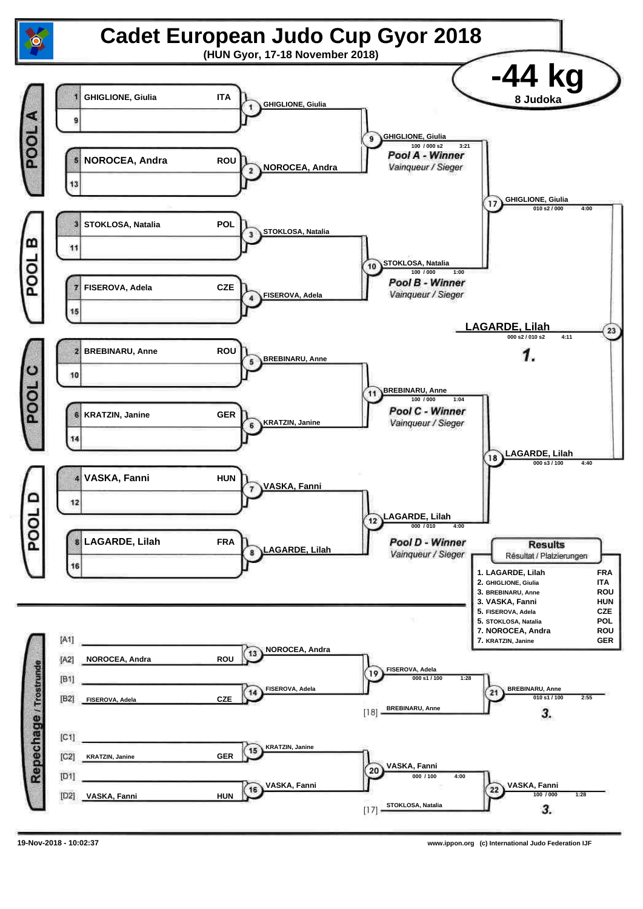# Cadet European Judo Cup Gyor 2018

**(HUN Gyor, 17-18 November 2018)**

## -44 kg

**8 Judoka**

### POOL A

| Seed | Name | Nation |
|---|---|---|
| 1 | GHIGLIONE, Giulia | ITA |
| 9 | | |
| 5 | NOROCEA, Andra | ROU |
| 13 | | |

- Contest 1: GHIGLIONE, Giulia
- Contest 2: NOROCEA, Andra
- Contest 9: GHIGLIONE, Giulia — 100 / 000 s2 — 3:21

*Pool A - Winner*
*Vainqueur / Sieger*

### POOL B

| Seed | Name | Nation |
|---|---|---|
| 3 | STOKLOSA, Natalia | POL |
| 11 | | |
| 7 | FISEROVA, Adela | CZE |
| 15 | | |

- Contest 3: STOKLOSA, Natalia
- Contest 4: FISEROVA, Adela
- Contest 10: STOKLOSA, Natalia — 100 / 000 — 1:00

*Pool B - Winner*
*Vainqueur / Sieger*

- Contest 17: GHIGLIONE, Giulia — 010 s2 / 000 — 4:00

### POOL C

| Seed | Name | Nation |
|---|---|---|
| 2 | BREBINARU, Anne | ROU |
| 10 | | |
| 6 | KRATZIN, Janine | GER |
| 14 | | |

- Contest 5: BREBINARU, Anne
- Contest 6: KRATZIN, Janine
- Contest 11: BREBINARU, Anne — 100 / 000 — 1:04

*Pool C - Winner*
*Vainqueur / Sieger*

### POOL D

| Seed | Name | Nation |
|---|---|---|
| 4 | VASKA, Fanni | HUN |
| 12 | | |
| 8 | LAGARDE, Lilah | FRA |
| 16 | | |

- Contest 7: VASKA, Fanni
- Contest 8: LAGARDE, Lilah
- Contest 12: LAGARDE, Lilah — 000 / 010 — 4:00

*Pool D - Winner*
*Vainqueur / Sieger*

- Contest 18: LAGARDE, Lilah — 000 s3 / 100 — 4:40

### Final

- Contest 23: **LAGARDE, Lilah** — 000 s2 / 010 s2 — 4:11 — **1.**

### Repechage / Trostrunde

| Pos | Name | Nation |
|---|---|---|
| [A1] | | |
| [A2] | NOROCEA, Andra | ROU |
| [B1] | | |
| [B2] | FISEROVA, Adela | CZE |
| [C1] | | |
| [C2] | KRATZIN, Janine | GER |
| [D1] | | |
| [D2] | VASKA, Fanni | HUN |

- Contest 13: NOROCEA, Andra
- Contest 14: FISEROVA, Adela
- Contest 19: FISEROVA, Adela — 000 s1 / 100 — 1:28
- [18] BREBINARU, Anne
- Contest 21: BREBINARU, Anne — 010 s1 / 100 — 2:55 — **3.**
- Contest 15: KRATZIN, Janine
- Contest 16: VASKA, Fanni
- Contest 20: VASKA, Fanni — 000 / 100 — 4:00
- [17] STOKLOSA, Natalia
- Contest 22: VASKA, Fanni — 100 / 000 — 1:28 — **3.**

### Results
*Résultat / Platzierungen*

| Place | Name | Nation |
|---|---|---|
| 1. | LAGARDE, Lilah | FRA |
| 2. | GHIGLIONE, Giulia | ITA |
| 3. | BREBINARU, Anne | ROU |
| 3. | VASKA, Fanni | HUN |
| 5. | FISEROVA, Adela | CZE |
| 5. | STOKLOSA, Natalia | POL |
| 7. | NOROCEA, Andra | ROU |
| 7. | KRATZIN, Janine | GER |

19-Nov-2018 - 10:02:37

www.ippon.org (c) International Judo Federation IJF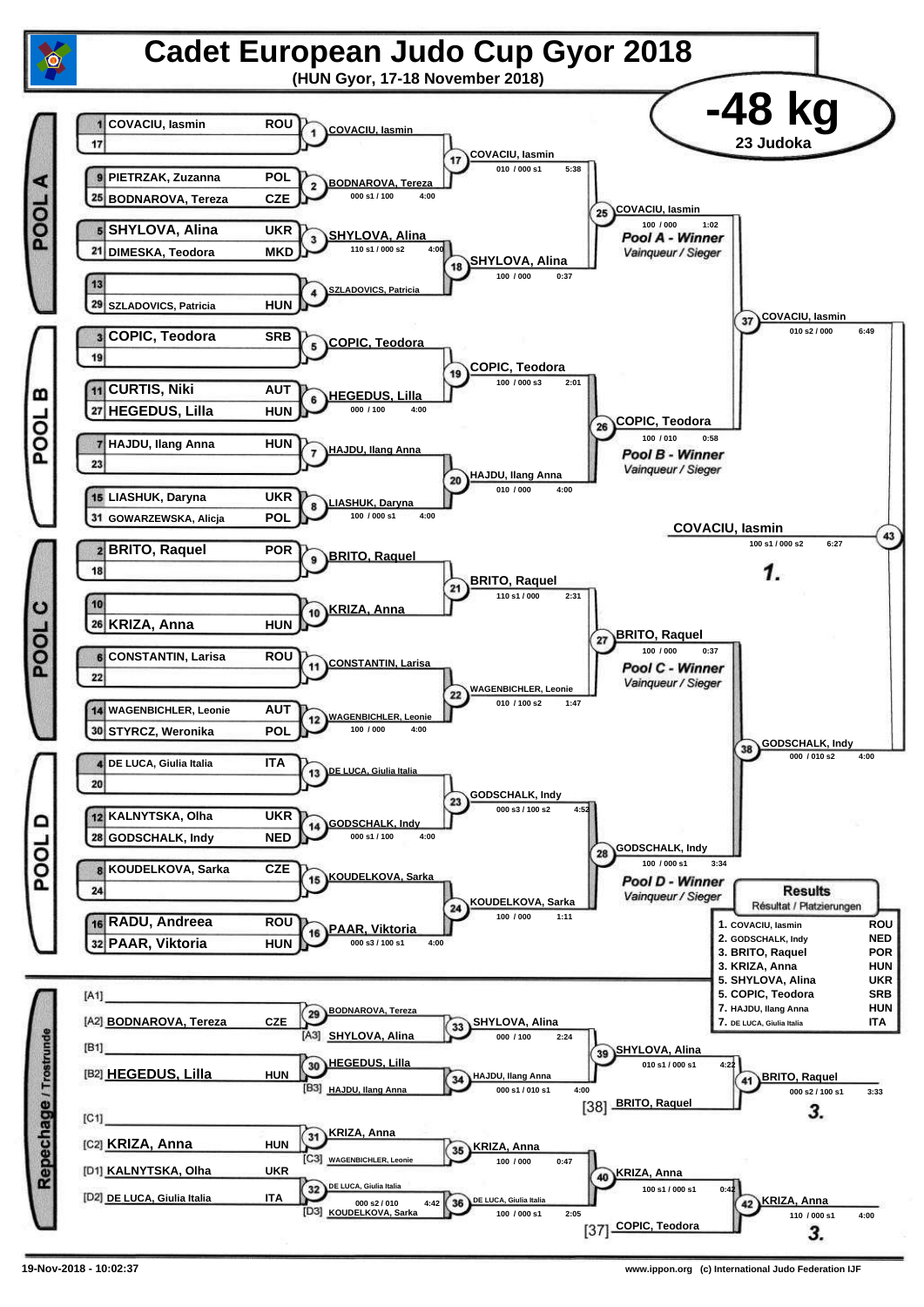# Cadet European Judo Cup Gyor 2018

**(HUN Gyor, 17-18 November 2018)**

## -48 kg

**23 Judoka**

### POOL A

| Seed | Name | Nation |
|---|---|---|
| 1 | COVACIU, Iasmin | ROU |
| 17 | | |
| 9 | PIETRZAK, Zuzanna | POL |
| 25 | BODNAROVA, Tereza | CZE |
| 5 | SHYLOVA, Alina | UKR |
| 21 | DIMESKA, Teodora | MKD |
| 13 | | |
| 29 | SZLADOVICS, Patricia | HUN |

- 1: COVACIU, Iasmin
- 2: BODNAROVA, Tereza — 000 s1 / 100 — 4:00
- 3: SHYLOVA, Alina — 110 s1 / 000 s2 — 4:00
- 4: SZLADOVICS, Patricia
- 17: COVACIU, Iasmin — 010 / 000 s1 — 5:38
- 18: SHYLOVA, Alina — 100 / 000 — 0:37
- 25: COVACIU, Iasmin — 100 / 000 — 1:02 — *Pool A - Winner / Vainqueur / Sieger*

### POOL B

| Seed | Name | Nation |
|---|---|---|
| 3 | COPIC, Teodora | SRB |
| 19 | | |
| 11 | CURTIS, Niki | AUT |
| 27 | HEGEDUS, Lilla | HUN |
| 7 | HAJDU, Ilang Anna | HUN |
| 23 | | |
| 15 | LIASHUK, Daryna | UKR |
| 31 | GOWARZEWSKA, Alicja | POL |

- 5: COPIC, Teodora
- 6: HEGEDUS, Lilla — 000 / 100 — 4:00
- 7: HAJDU, Ilang Anna
- 8: LIASHUK, Daryna — 100 / 000 s1 — 4:00
- 19: COPIC, Teodora — 100 / 000 s3 — 2:01
- 20: HAJDU, Ilang Anna — 010 / 000 — 4:00
- 26: COPIC, Teodora — 100 / 010 — 0:58 — *Pool B - Winner / Vainqueur / Sieger*

### POOL C

| Seed | Name | Nation |
|---|---|---|
| 2 | BRITO, Raquel | POR |
| 18 | | |
| 10 | | |
| 26 | KRIZA, Anna | HUN |
| 6 | CONSTANTIN, Larisa | ROU |
| 22 | | |
| 14 | WAGENBICHLER, Leonie | AUT |
| 30 | STYRCZ, Weronika | POL |

- 9: BRITO, Raquel
- 10: KRIZA, Anna
- 11: CONSTANTIN, Larisa
- 12: WAGENBICHLER, Leonie — 100 / 000 — 4:00
- 21: BRITO, Raquel — 110 s1 / 000 — 2:31
- 22: WAGENBICHLER, Leonie — 010 / 100 s2 — 1:47
- 27: BRITO, Raquel — 100 / 000 — 0:37 — *Pool C - Winner / Vainqueur / Sieger*

### POOL D

| Seed | Name | Nation |
|---|---|---|
| 4 | DE LUCA, Giulia Italia | ITA |
| 20 | | |
| 12 | KALNYTSKA, Olha | UKR |
| 28 | GODSCHALK, Indy | NED |
| 8 | KOUDELKOVA, Sarka | CZE |
| 24 | | |
| 16 | RADU, Andreea | ROU |
| 32 | PAAR, Viktoria | HUN |

- 13: DE LUCA, Giulia Italia
- 14: GODSCHALK, Indy — 000 s1 / 100 — 4:00
- 15: KOUDELKOVA, Sarka
- 16: PAAR, Viktoria — 000 s3 / 100 s1 — 4:00
- 23: GODSCHALK, Indy — 000 s3 / 100 s2 — 4:52
- 24: KOUDELKOVA, Sarka — 100 / 000 — 1:11
- 28: GODSCHALK, Indy — 100 / 000 s1 — 3:34 — *Pool D - Winner / Vainqueur / Sieger*

### Semi-finals and Final

- 37: COVACIU, Iasmin — 010 s2 / 000 — 6:49
- 38: GODSCHALK, Indy — 000 / 010 s2 — 4:00
- 43: COVACIU, Iasmin — 100 s1 / 000 s2 — 6:27 — **1.**

### Repechage / Trostrunde

- [A1]
- [A2] BODNAROVA, Tereza — CZE
- [B1]
- [B2] HEGEDUS, Lilla — HUN
- [C1]
- [C2] KRIZA, Anna — HUN
- [D1] KALNYTSKA, Olha — UKR
- [D2] DE LUCA, Giulia Italia — ITA

- 29: BODNAROVA, Tereza
- 30: HEGEDUS, Lilla
- 31: KRIZA, Anna
- 32: DE LUCA, Giulia Italia — 000 s2 / 010 — 4:42
- 33: SHYLOVA, Alina [A3] — 000 / 100 — 2:24
- 34: HAJDU, Ilang Anna [B3] — 000 s1 / 010 s1 — 4:00
- 35: KRIZA, Anna (vs [C3] WAGENBICHLER, Leonie) — 100 / 000 — 0:47
- 36: DE LUCA, Giulia Italia (vs [D3] KOUDELKOVA, Sarka) — 100 / 000 s1 — 2:05
- 39: SHYLOVA, Alina — 010 s1 / 000 s1 — 4:22
- 40: KRIZA, Anna — 100 s1 / 000 s1 — 0:42
- 41: BRITO, Raquel [38] — 000 s2 / 100 s1 — 3:33 — **3.**
- 42: KRIZA, Anna (vs [37] COPIC, Teodora) — 110 / 000 s1 — 4:00 — **3.**

### Results / Résultat / Platzierungen

| Place | Name | Nation |
|---|---|---|
| 1. | COVACIU, Iasmin | ROU |
| 2. | GODSCHALK, Indy | NED |
| 3. | BRITO, Raquel | POR |
| 3. | KRIZA, Anna | HUN |
| 5. | SHYLOVA, Alina | UKR |
| 5. | COPIC, Teodora | SRB |
| 7. | HAJDU, Ilang Anna | HUN |
| 7. | DE LUCA, Giulia Italia | ITA |

19-Nov-2018 - 10:02:37

www.ippon.org (c) International Judo Federation IJF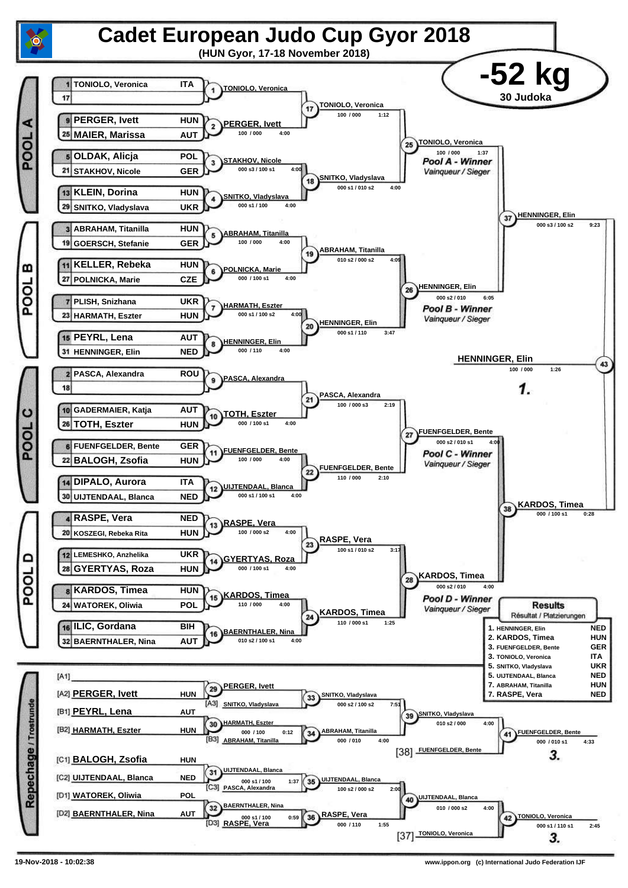# Cadet European Judo Cup Gyor 2018

**(HUN Gyor, 17-18 November 2018)**

## -52 kg

**30 Judoka**

### POOL A

| Seed | Name | Nation |
|---|---|---|
| 1 | TONIOLO, Veronica | ITA |
| 17 | | |
| 9 | PERGER, Ivett | HUN |
| 25 | MAIER, Marissa | AUT |
| 5 | OLDAK, Alicja | POL |
| 21 | STAKHOV, Nicole | GER |
| 13 | KLEIN, Dorina | HUN |
| 29 | SNITKO, Vladyslava | UKR |

- Match 1: TONIOLO, Veronica
- Match 2: PERGER, Ivett — 100 / 000 — 4:00
- Match 3: STAKHOV, Nicole — 000 s3 / 100 s1 — 4:00
- Match 4: SNITKO, Vladyslava — 000 s1 / 100 — 4:00
- Match 17: TONIOLO, Veronica — 100 / 000 — 1:12
- Match 18: SNITKO, Vladyslava — 000 s1 / 010 s2 — 4:00
- Match 25: TONIOLO, Veronica — 100 / 000 — 1:37

*Pool A - Winner* / *Vainqueur / Sieger*: TONIOLO, Veronica

### POOL B

| Seed | Name | Nation |
|---|---|---|
| 3 | ABRAHAM, Titanilla | HUN |
| 19 | GOERSCH, Stefanie | GER |
| 11 | KELLER, Rebeka | HUN |
| 27 | POLNICKA, Marie | CZE |
| 7 | PLISH, Snizhana | UKR |
| 23 | HARMATH, Eszter | HUN |
| 15 | PEYRL, Lena | AUT |
| 31 | HENNINGER, Elin | NED |

- Match 5: ABRAHAM, Titanilla — 100 / 000 — 4:00
- Match 6: POLNICKA, Marie — 000 / 100 s1 — 4:00
- Match 7: HARMATH, Eszter — 000 s1 / 100 s2 — 4:00
- Match 8: HENNINGER, Elin — 000 / 110 — 4:00
- Match 19: ABRAHAM, Titanilla — 010 s2 / 000 s2 — 4:09
- Match 20: HENNINGER, Elin — 000 s1 / 110 — 3:47
- Match 26: HENNINGER, Elin — 000 s2 / 010 — 6:05

*Pool B - Winner* / *Vainqueur / Sieger*: HENNINGER, Elin

- Match 37: HENNINGER, Elin — 000 s3 / 100 s2 — 9:23

### POOL C

| Seed | Name | Nation |
|---|---|---|
| 2 | PASCA, Alexandra | ROU |
| 18 | | |
| 10 | GADERMAIER, Katja | AUT |
| 26 | TOTH, Eszter | HUN |
| 6 | FUENFGELDER, Bente | GER |
| 22 | BALOGH, Zsofia | HUN |
| 14 | DIPALO, Aurora | ITA |
| 30 | UIJTENDAAL, Blanca | NED |

- Match 9: PASCA, Alexandra
- Match 10: TOTH, Eszter — 000 / 100 s1 — 4:00
- Match 11: FUENFGELDER, Bente — 100 / 000 — 4:00
- Match 12: UIJTENDAAL, Blanca — 000 s1 / 100 s1 — 4:00
- Match 21: PASCA, Alexandra — 100 / 000 s3 — 2:19
- Match 22: FUENFGELDER, Bente — 110 / 000 — 2:10
- Match 27: FUENFGELDER, Bente — 000 s2 / 010 s1 — 4:00

*Pool C - Winner* / *Vainqueur / Sieger*: FUENFGELDER, Bente

### POOL D

| Seed | Name | Nation |
|---|---|---|
| 4 | RASPE, Vera | NED |
| 20 | KOSZEGI, Rebeka Rita | HUN |
| 12 | LEMESHKO, Anzhelika | UKR |
| 28 | GYERTYAS, Roza | HUN |
| 8 | KARDOS, Timea | HUN |
| 24 | WATOREK, Oliwia | POL |
| 16 | ILIC, Gordana | BIH |
| 32 | BAERNTHALER, Nina | AUT |

- Match 13: RASPE, Vera — 100 / 000 s2 — 4:00
- Match 14: GYERTYAS, Roza — 000 / 100 s1 — 4:00
- Match 15: KARDOS, Timea — 110 / 000 — 4:00
- Match 16: BAERNTHALER, Nina — 010 s2 / 100 s1 — 4:00
- Match 23: RASPE, Vera — 100 s1 / 010 s2 — 3:17
- Match 24: KARDOS, Timea — 110 / 000 s1 — 1:25
- Match 28: KARDOS, Timea — 000 s2 / 010 — 4:00

*Pool D - Winner* / *Vainqueur / Sieger*: KARDOS, Timea

- Match 38: KARDOS, Timea — 000 / 100 s1 — 0:28

### Final

- Match 43: HENNINGER, Elin — 100 / 000 — 1:26 — **1.**

### Repechage / Trostrunde

| Slot | Name | Nation |
|---|---|---|
| [A1] | | |
| [A2] | PERGER, Ivett | HUN |
| [B1] | PEYRL, Lena | AUT |
| [B2] | HARMATH, Eszter | HUN |
| [C1] | BALOGH, Zsofia | HUN |
| [C2] | UIJTENDAAL, Blanca | NED |
| [D1] | WATOREK, Oliwia | POL |
| [D2] | BAERNTHALER, Nina | AUT |

- Match 29: PERGER, Ivett
- Match 30: HARMATH, Eszter — 000 / 100 — 0:12
- Match 31: UIJTENDAAL, Blanca — 000 s1 / 100 — 1:37
- Match 32: BAERNTHALER, Nina — 000 s1 / 100 — 0:59
- Match 33: SNITKO, Vladyslava [A3] — 000 s2 / 100 s2 — 7:51
- Match 34: ABRAHAM, Titanilla [B3] — 000 / 010 — 4:00
- Match 35: UIJTENDAAL, Blanca [C3 PASCA, Alexandra] — 100 s2 / 000 s2 — 2:00
- Match 36: RASPE, Vera [D3] — 000 / 110 — 1:55
- Match 39: SNITKO, Vladyslava — 010 s2 / 000 — 4:00
- Match 40: UIJTENDAAL, Blanca — 010 / 000 s2 — 4:00
- Match 41: FUENFGELDER, Bente [38] — 000 / 010 s1 — 4:33 — **3.**
- Match 42: TONIOLO, Veronica [37] — 000 s1 / 110 s1 — 2:45 — **3.**

### Results / Résultat / Platzierungen

| Place | Name | Nation |
|---|---|---|
| 1. | HENNINGER, Elin | NED |
| 2. | KARDOS, Timea | HUN |
| 3. | FUENFGELDER, Bente | GER |
| 3. | TONIOLO, Veronica | ITA |
| 5. | SNITKO, Vladyslava | UKR |
| 5. | UIJTENDAAL, Blanca | NED |
| 7. | ABRAHAM, Titanilla | HUN |
| 7. | RASPE, Vera | NED |

19-Nov-2018 - 10:02:38 — www.ippon.org (c) International Judo Federation IJF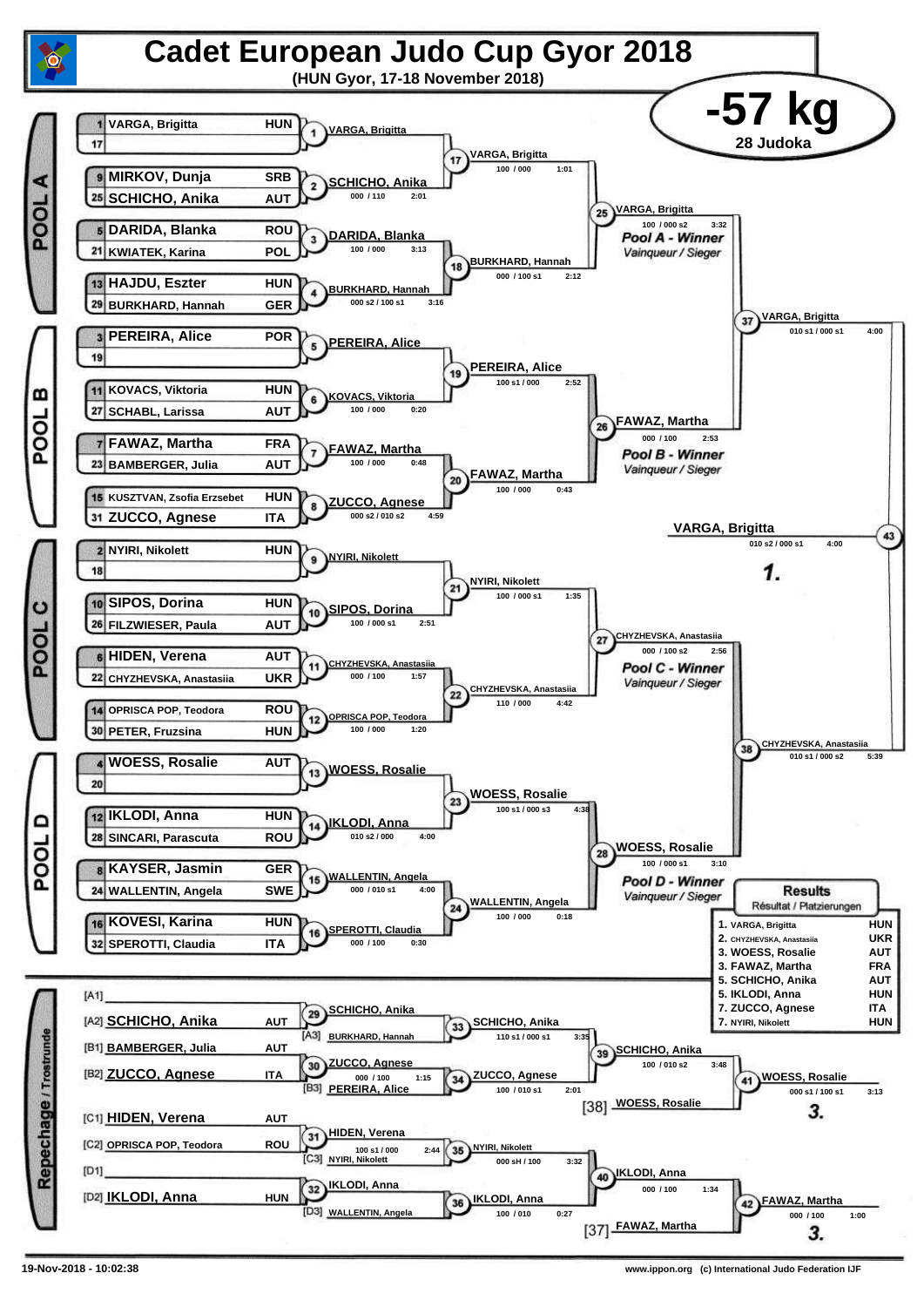# Cadet European Judo Cup Gyor 2018

**(HUN Gyor, 17-18 November 2018)**

## -57 kg

**28 Judoka**

### POOL A

| Seed | Name | Country |
|---|---|---|
| 1 | VARGA, Brigitta | HUN |
| 17 | | |
| 9 | MIRKOV, Dunja | SRB |
| 25 | SCHICHO, Anika | AUT |
| 5 | DARIDA, Blanka | ROU |
| 21 | KWIATEK, Karina | POL |
| 13 | HAJDU, Eszter | HUN |
| 29 | BURKHARD, Hannah | GER |

| Contest | Winner | Score | Time |
|---|---|---|---|
| 1 | VARGA, Brigitta | | |
| 2 | SCHICHO, Anika | 000 / 110 | 2:01 |
| 3 | DARIDA, Blanka | 100 / 000 | 3:13 |
| 4 | BURKHARD, Hannah | 000 s2 / 100 s1 | 3:16 |
| 17 | VARGA, Brigitta | 100 / 000 | 1:01 |
| 18 | BURKHARD, Hannah | 000 / 100 s1 | 2:12 |
| 25 | VARGA, Brigitta | 100 / 000 s2 | 3:32 |

*Pool A - Winner* — *Vainqueur / Sieger*: VARGA, Brigitta

### POOL B

| Seed | Name | Country |
|---|---|---|
| 3 | PEREIRA, Alice | POR |
| 19 | | |
| 11 | KOVACS, Viktoria | HUN |
| 27 | SCHABL, Larissa | AUT |
| 7 | FAWAZ, Martha | FRA |
| 23 | BAMBERGER, Julia | AUT |
| 15 | KUSZTVAN, Zsofia Erzsebet | HUN |
| 31 | ZUCCO, Agnese | ITA |

| Contest | Winner | Score | Time |
|---|---|---|---|
| 5 | PEREIRA, Alice | | |
| 6 | KOVACS, Viktoria | 100 / 000 | 0:20 |
| 7 | FAWAZ, Martha | 100 / 000 | 0:48 |
| 8 | ZUCCO, Agnese | 000 s2 / 010 s2 | 4:59 |
| 19 | PEREIRA, Alice | 100 s1 / 000 | 2:52 |
| 20 | FAWAZ, Martha | 100 / 000 | 0:43 |
| 26 | FAWAZ, Martha | 000 / 100 | 2:53 |

*Pool B - Winner* — *Vainqueur / Sieger*: FAWAZ, Martha

### POOL C

| Seed | Name | Country |
|---|---|---|
| 2 | NYIRI, Nikolett | HUN |
| 18 | | |
| 10 | SIPOS, Dorina | HUN |
| 26 | FILZWIESER, Paula | AUT |
| 6 | HIDEN, Verena | AUT |
| 22 | CHYZHEVSKA, Anastasiia | UKR |
| 14 | OPRISCA POP, Teodora | ROU |
| 30 | PETER, Fruzsina | HUN |

| Contest | Winner | Score | Time |
|---|---|---|---|
| 9 | NYIRI, Nikolett | | |
| 10 | SIPOS, Dorina | 100 / 000 s1 | 2:51 |
| 11 | CHYZHEVSKA, Anastasiia | 000 / 100 | 1:57 |
| 12 | OPRISCA POP, Teodora | 100 / 000 | 1:20 |
| 21 | NYIRI, Nikolett | 100 / 000 s1 | 1:35 |
| 22 | CHYZHEVSKA, Anastasiia | 110 / 000 | 4:42 |
| 27 | CHYZHEVSKA, Anastasiia | 000 / 100 s2 | 2:56 |

*Pool C - Winner* — *Vainqueur / Sieger*: CHYZHEVSKA, Anastasiia

### POOL D

| Seed | Name | Country |
|---|---|---|
| 4 | WOESS, Rosalie | AUT |
| 20 | | |
| 12 | IKLODI, Anna | HUN |
| 28 | SINCARI, Parascuta | ROU |
| 8 | KAYSER, Jasmin | GER |
| 24 | WALLENTIN, Angela | SWE |
| 16 | KOVESI, Karina | HUN |
| 32 | SPEROTTI, Claudia | ITA |

| Contest | Winner | Score | Time |
|---|---|---|---|
| 13 | WOESS, Rosalie | | |
| 14 | IKLODI, Anna | 010 s2 / 000 | 4:00 |
| 15 | WALLENTIN, Angela | 000 / 010 s1 | 4:00 |
| 16 | SPEROTTI, Claudia | 000 / 100 | 0:30 |
| 23 | WOESS, Rosalie | 100 s1 / 000 s3 | 4:38 |
| 24 | WALLENTIN, Angela | 100 / 000 | 0:18 |
| 28 | WOESS, Rosalie | 100 / 000 s1 | 3:10 |

*Pool D - Winner* — *Vainqueur / Sieger*: WOESS, Rosalie

### Semi-finals and Final

| Contest | Winner | Score | Time |
|---|---|---|---|
| 37 | VARGA, Brigitta | 010 s1 / 000 s1 | 4:00 |
| 38 | CHYZHEVSKA, Anastasiia | 010 s1 / 000 s2 | 5:39 |
| 43 | VARGA, Brigitta | 010 s2 / 000 s1 | 4:00 |

**1.** VARGA, Brigitta

### Repechage / Trostrunde

| Pos. | Name | Country |
|---|---|---|
| [A1] | | |
| [A2] | SCHICHO, Anika | AUT |
| [B1] | BAMBERGER, Julia | AUT |
| [B2] | ZUCCO, Agnese | ITA |
| [C1] | HIDEN, Verena | AUT |
| [C2] | OPRISCA POP, Teodora | ROU |
| [D1] | | |
| [D2] | IKLODI, Anna | HUN |

| Contest | Winner | Opponent | Score | Time |
|---|---|---|---|---|
| 29 | SCHICHO, Anika | | | |
| 30 | ZUCCO, Agnese | | 000 / 100 | 1:15 |
| 31 | HIDEN, Verena | | 100 s1 / 000 | 2:44 |
| 32 | IKLODI, Anna | | | |
| 33 | SCHICHO, Anika | [A3] BURKHARD, Hannah | 110 s1 / 000 s1 | 3:35 |
| 34 | ZUCCO, Agnese | [B3] PEREIRA, Alice | 100 / 010 s1 | 2:01 |
| 35 | NYIRI, Nikolett | [C3] NYIRI, Nikolett | 000 sH / 100 | 3:32 |
| 36 | IKLODI, Anna | [D3] WALLENTIN, Angela | 100 / 010 | 0:27 |
| 39 | SCHICHO, Anika | | 100 / 010 s2 | 3:48 |
| 40 | IKLODI, Anna | | 000 / 100 | 1:34 |
| 41 | WOESS, Rosalie | [38] WOESS, Rosalie | 000 s1 / 100 s1 | 3:13 |
| 42 | FAWAZ, Martha | [37] FAWAZ, Martha | 000 / 100 | 1:00 |

**3.** WOESS, Rosalie

**3.** FAWAZ, Martha

### Results
*Résultat / Platzierungen*

| Place | Name | Country |
|---|---|---|
| 1. | VARGA, Brigitta | HUN |
| 2. | CHYZHEVSKA, Anastasiia | UKR |
| 3. | WOESS, Rosalie | AUT |
| 3. | FAWAZ, Martha | FRA |
| 5. | SCHICHO, Anika | AUT |
| 5. | IKLODI, Anna | HUN |
| 7. | ZUCCO, Agnese | ITA |
| 7. | NYIRI, Nikolett | HUN |

19-Nov-2018 - 10:02:38 — www.ippon.org (c) International Judo Federation IJF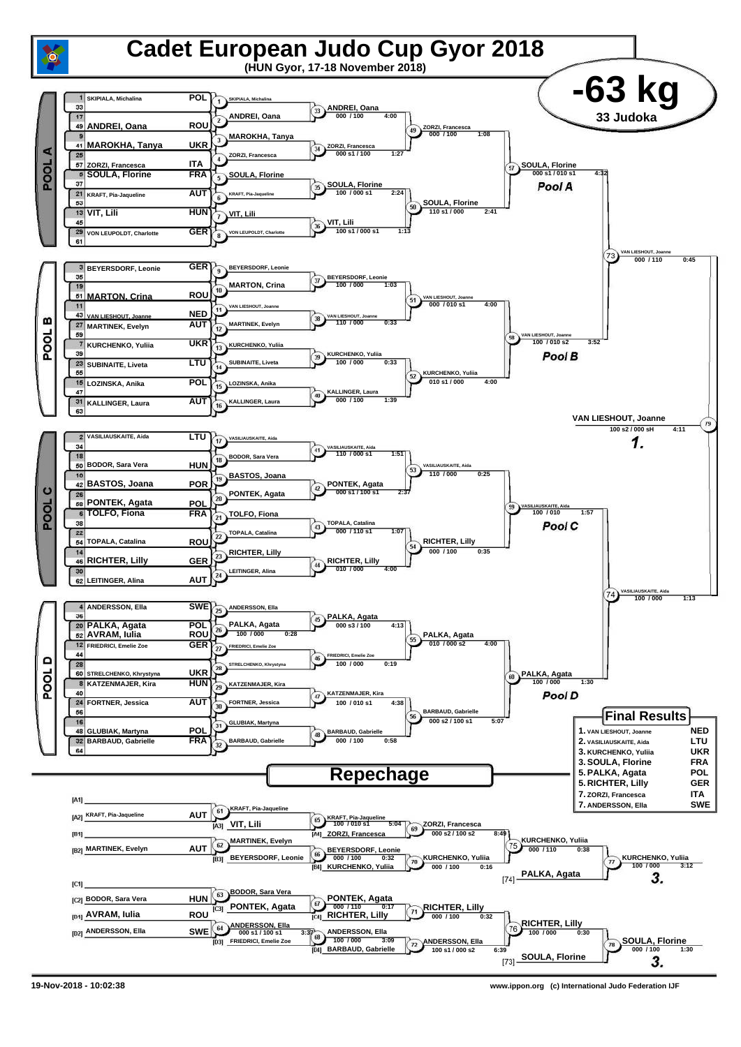# Cadet European Judo Cup Gyor 2018

**(HUN Gyor, 17-18 November 2018)**

## -63 kg

**33 Judoka**

### POOL A

| Seed | Draw | Name | Nation |
|---|---|---|---|
| 1 | 33 | SKIPIALA, Michalina | POL |
| 17 | 49 | ANDREI, Oana | ROU |
| 9 | 41 | MAROKHA, Tanya | UKR |
| 25 | 57 | ZORZI, Francesca | ITA |
| 5 | 37 | SOULA, Florine | FRA |
| 21 | 53 | KRAFT, Pia-Jaqueline | AUT |
| 13 | 45 | VIT, Lili | HUN |
| 29 | 61 | VON LEUPOLDT, Charlotte | GER |

- Contest 1: SKIPIALA, Michalina
- Contest 2: ANDREI, Oana
- Contest 3: MAROKHA, Tanya
- Contest 4: ZORZI, Francesca
- Contest 5: SOULA, Florine
- Contest 6: KRAFT, Pia-Jaqueline
- Contest 7: VIT, Lili
- Contest 8: VON LEUPOLDT, Charlotte
- Contest 33: ANDREI, Oana — 000 / 100 — 4:00
- Contest 34: ZORZI, Francesca — 000 s1 / 100 — 1:27
- Contest 35: SOULA, Florine — 100 / 000 s1 — 2:24
- Contest 36: VIT, Lili — 100 s1 / 000 s1 — 1:13
- Contest 49: ZORZI, Francesca — 000 / 100 — 1:08
- Contest 50: SOULA, Florine — 110 s1 / 000 — 2:41
- Contest 57: SOULA, Florine — 000 s1 / 010 s1 — 4:32

**Pool A**

### POOL B

| Seed | Draw | Name | Nation |
|---|---|---|---|
| 3 | 35 | BEYERSDORF, Leonie | GER |
| 19 | 51 | MARTON, Crina | ROU |
| 11 | 43 | VAN LIESHOUT, Joanne | NED |
| 27 | 59 | MARTINEK, Evelyn | AUT |
| 7 | 39 | KURCHENKO, Yuliia | UKR |
| 23 | 55 | SUBINAITE, Liveta | LTU |
| 15 | 47 | LOZINSKA, Anika | POL |
| 31 | 63 | KALLINGER, Laura | AUT |

- Contest 9: BEYERSDORF, Leonie
- Contest 10: MARTON, Crina
- Contest 11: VAN LIESHOUT, Joanne
- Contest 12: MARTINEK, Evelyn
- Contest 13: KURCHENKO, Yuliia
- Contest 14: SUBINAITE, Liveta
- Contest 15: LOZINSKA, Anika
- Contest 16: KALLINGER, Laura
- Contest 37: BEYERSDORF, Leonie — 100 / 000 — 1:03
- Contest 38: VAN LIESHOUT, Joanne — 110 / 000 — 0:33
- Contest 39: KURCHENKO, Yuliia — 100 / 000 — 0:33
- Contest 40: KALLINGER, Laura — 000 / 100 — 1:39
- Contest 51: VAN LIESHOUT, Joanne — 000 / 010 s1 — 4:00
- Contest 52: KURCHENKO, Yuliia — 010 s1 / 000 — 4:00
- Contest 58: VAN LIESHOUT, Joanne — 100 / 010 s2 — 3:52

**Pool B**

- Contest 73: VAN LIESHOUT, Joanne — 000 / 110 — 0:45

### POOL C

| Seed | Draw | Name | Nation |
|---|---|---|---|
| 2 | 34 | VASILIAUSKAITE, Aida | LTU |
| 18 | 50 | BODOR, Sara Vera | HUN |
| 10 | 42 | BASTOS, Joana | POR |
| 26 | 58 | PONTEK, Agata | POL |
| 6 | 38 | TOLFO, Fiona | FRA |
| 22 | 54 | TOPALA, Catalina | ROU |
| 14 | 46 | RICHTER, Lilly | GER |
| 30 | 62 | LEITINGER, Alina | AUT |

- Contest 17: VASILIAUSKAITE, Aida
- Contest 18: BODOR, Sara Vera
- Contest 19: BASTOS, Joana
- Contest 20: PONTEK, Agata
- Contest 21: TOLFO, Fiona
- Contest 22: TOPALA, Catalina
- Contest 23: RICHTER, Lilly
- Contest 24: LEITINGER, Alina
- Contest 41: VASILIAUSKAITE, Aida — 110 / 000 s1 — 1:51
- Contest 42: PONTEK, Agata — 000 s1 / 100 s1 — 2:37
- Contest 43: TOPALA, Catalina — 000 / 110 s1 — 1:07
- Contest 44: RICHTER, Lilly — 010 / 000 — 4:00
- Contest 53: VASILIAUSKAITE, Aida — 110 / 000 — 0:25
- Contest 54: RICHTER, Lilly — 000 / 100 — 0:35
- Contest 59: VASILIAUSKAITE, Aida — 100 / 010 — 1:57

**Pool C**

### POOL D

| Seed | Draw | Name | Nation |
|---|---|---|---|
| 4 | 36 | ANDERSSON, Ella | SWE |
| 20 | 52 | PALKA, Agata | POL |
|  |  | AVRAM, Iulia | ROU |
| 12 | 44 | FRIEDRICI, Emelie Zoe | GER |
| 28 | 60 | STRELCHENKO, Khrystyna | UKR |
| 8 | 40 | KATZENMAJER, Kira | HUN |
| 24 | 56 | FORTNER, Jessica | AUT |
| 16 | 48 | GLUBIAK, Martyna | POL |
| 32 | 64 | BARBAUD, Gabrielle | FRA |

- Contest 25: ANDERSSON, Ella
- Contest 26: PALKA, Agata — 100 / 000 — 0:28
- Contest 27: FRIEDRICI, Emelie Zoe
- Contest 28: STRELCHENKO, Khrystyna
- Contest 29: KATZENMAJER, Kira
- Contest 30: FORTNER, Jessica
- Contest 31: GLUBIAK, Martyna
- Contest 32: BARBAUD, Gabrielle
- Contest 45: PALKA, Agata — 000 s3 / 100 — 4:13
- Contest 46: FRIEDRICI, Emelie Zoe — 100 / 000 — 0:19
- Contest 47: KATZENMAJER, Kira — 100 / 010 s1 — 4:38
- Contest 48: BARBAUD, Gabrielle — 000 / 100 — 0:58
- Contest 55: PALKA, Agata — 010 / 000 s2 — 4:00
- Contest 56: BARBAUD, Gabrielle — 000 s2 / 100 s1 — 5:07
- Contest 60: PALKA, Agata — 100 / 000 — 1:30

**Pool D**

- Contest 74: VASILIAUSKAITE, Aida — 100 / 000 — 1:13

### Final

- Contest 79: VAN LIESHOUT, Joanne — 100 s2 / 000 sH — 4:11 — **1.**

## Repechage

- [A1] —
- [A2] KRAFT, Pia-Jaqueline (AUT)
- Contest 61: KRAFT, Pia-Jaqueline
- [A3] VIT, Lili
- Contest 65: KRAFT, Pia-Jaqueline — 100 / 010 s1 — 5:04
- [A4] ZORZI, Francesca
- Contest 69: ZORZI, Francesca — 000 s2 / 100 s2 — 8:49
- [B1] —
- [B2] MARTINEK, Evelyn (AUT)
- Contest 62: MARTINEK, Evelyn
- [B3] BEYERSDORF, Leonie
- Contest 66: BEYERSDORF, Leonie — 000 / 100 — 0:32
- [B4] KURCHENKO, Yuliia
- Contest 70: KURCHENKO, Yuliia — 000 / 100 — 0:16
- Contest 75: KURCHENKO, Yuliia — 000 / 110 — 0:38
- [74] PALKA, Agata
- Contest 77: KURCHENKO, Yuliia — 100 / 000 — 3:12 — **3.**
- [C1] —
- [C2] BODOR, Sara Vera (HUN)
- Contest 63: BODOR, Sara Vera
- [C3] PONTEK, Agata
- Contest 67: PONTEK, Agata — 000 / 110 — 0:17
- [C4] RICHTER, Lilly
- Contest 71: RICHTER, Lilly — 000 / 100 — 0:32
- [D1] AVRAM, Iulia (ROU)
- [D2] ANDERSSON, Ella (SWE)
- Contest 64: ANDERSSON, Ella — 000 s1 / 100 s1 — 3:37
- [D3] FRIEDRICI, Emelie Zoe
- Contest 68: ANDERSSON, Ella — 100 / 000 — 3:09
- [D4] BARBAUD, Gabrielle
- Contest 72: ANDERSSON, Ella — 100 s1 / 000 s2 — 6:39
- Contest 76: RICHTER, Lilly — 100 / 000 — 0:30
- [73] SOULA, Florine
- Contest 78: SOULA, Florine — 000 / 100 — 1:30 — **3.**

## Final Results

| Place | Name | Nation |
|---|---|---|
| 1. | VAN LIESHOUT, Joanne | NED |
| 2. | VASILIAUSKAITE, Aida | LTU |
| 3. | KURCHENKO, Yuliia | UKR |
| 3. | SOULA, Florine | FRA |
| 5. | PALKA, Agata | POL |
| 5. | RICHTER, Lilly | GER |
| 7. | ZORZI, Francesca | ITA |
| 7. | ANDERSSON, Ella | SWE |

19-Nov-2018 - 10:02:38

www.ippon.org (c) International Judo Federation IJF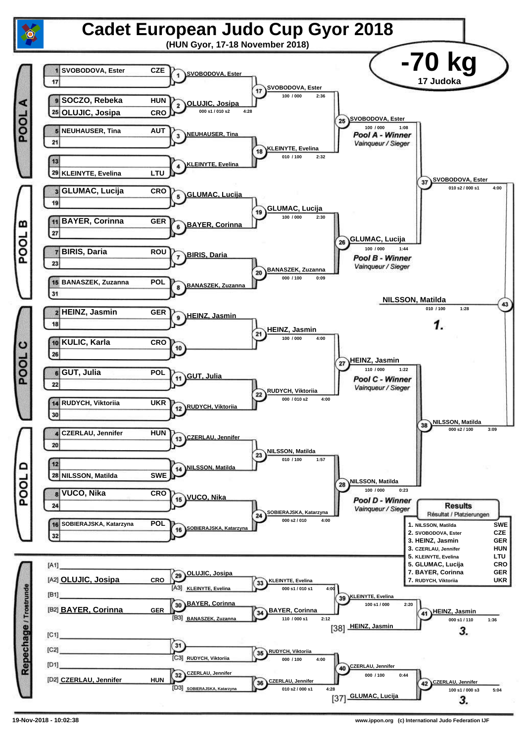# Cadet European Judo Cup Gyor 2018

(HUN Gyor, 17-18 November 2018)

## -70 kg

17 Judoka

### POOL A

| Seed | Name | Nation |
|---|---|---|
| 1 | SVOBODOVA, Ester | CZE |
| 17 | | |
| 9 | SOCZO, Rebeka | HUN |
| 25 | OLUJIC, Josipa | CRO |
| 5 | NEUHAUSER, Tina | AUT |
| 21 | | |
| 13 | | |
| 29 | KLEINYTE, Evelina | LTU |

- 1: SVOBODOVA, Ester
- 2: OLUJIC, Josipa — 000 s1 / 010 s2 — 4:28
- 3: NEUHAUSER, Tina
- 4: KLEINYTE, Evelina
- 17: SVOBODOVA, Ester — 100 / 000 — 2:36
- 18: KLEINYTE, Evelina — 010 / 100 — 2:32
- 25: SVOBODOVA, Ester — 100 / 000 — 1:08 — *Pool A - Winner* / *Vainqueur / Sieger*

### POOL B

| Seed | Name | Nation |
|---|---|---|
| 3 | GLUMAC, Lucija | CRO |
| 19 | | |
| 11 | BAYER, Corinna | GER |
| 27 | | |
| 7 | BIRIS, Daria | ROU |
| 23 | | |
| 15 | BANASZEK, Zuzanna | POL |
| 31 | | |

- 5: GLUMAC, Lucija
- 6: BAYER, Corinna
- 7: BIRIS, Daria
- 8: BANASZEK, Zuzanna
- 19: GLUMAC, Lucija — 100 / 000 — 2:30
- 20: BANASZEK, Zuzanna — 000 / 100 — 0:09
- 26: GLUMAC, Lucija — 100 / 000 — 1:44 — *Pool B - Winner* / *Vainqueur / Sieger*

### POOL C

| Seed | Name | Nation |
|---|---|---|
| 2 | HEINZ, Jasmin | GER |
| 18 | | |
| 10 | KULIC, Karla | CRO |
| 26 | | |
| 6 | GUT, Julia | POL |
| 22 | | |
| 14 | RUDYCH, Viktoriia | UKR |
| 30 | | |

- 9: HEINZ, Jasmin
- 10:
- 11: GUT, Julia
- 12: RUDYCH, Viktoriia
- 21: HEINZ, Jasmin — 100 / 000 — 4:00
- 22: RUDYCH, Viktoriia — 000 / 010 s2 — 4:00
- 27: HEINZ, Jasmin — 110 / 000 — 1:22 — *Pool C - Winner* / *Vainqueur / Sieger*

### POOL D

| Seed | Name | Nation |
|---|---|---|
| 4 | CZERLAU, Jennifer | HUN |
| 20 | | |
| 12 | | |
| 28 | NILSSON, Matilda | SWE |
| 8 | VUCO, Nika | CRO |
| 24 | | |
| 16 | SOBIERAJSKA, Katarzyna | POL |
| 32 | | |

- 13: CZERLAU, Jennifer
- 14: NILSSON, Matilda
- 15: VUCO, Nika
- 16: SOBIERAJSKA, Katarzyna
- 23: NILSSON, Matilda — 010 / 100 — 1:57
- 24: SOBIERAJSKA, Katarzyna — 000 s2 / 010 — 4:00
- 28: NILSSON, Matilda — 100 / 000 — 0:23 — *Pool D - Winner* / *Vainqueur / Sieger*

### Semi-finals and Final

- 37: SVOBODOVA, Ester — 010 s2 / 000 s1 — 4:00
- 38: NILSSON, Matilda — 000 s2 / 100 — 3:09
- 43: NILSSON, Matilda — 010 / 100 — 1:28 — **1.**

### Repechage / Trostrunde

- [A1]
- [A2] OLUJIC, Josipa CRO
- [A3] KLEINYTE, Evelina
- [B1]
- [B2] BAYER, Corinna GER
- [B3] BANASZEK, Zuzanna
- [C1]
- [C2]
- [C3] RUDYCH, Viktoriia
- [D1]
- [D2] CZERLAU, Jennifer HUN
- [D3] SOBIERAJSKA, Katarzyna

- 29: OLUJIC, Josipa
- 30: BAYER, Corinna
- 31:
- 32: CZERLAU, Jennifer
- 33: KLEINYTE, Evelina — 000 s1 / 010 s1 — 4:00
- 34: BAYER, Corinna — 110 / 000 s1 — 2:12
- 35: RUDYCH, Viktoriia — 000 / 100 — 4:00
- 36: CZERLAU, Jennifer — 010 s2 / 000 s1 — 4:28
- 39: KLEINYTE, Evelina — 100 s1 / 000 — 2:20
- 40: CZERLAU, Jennifer — 000 / 100 — 0:44
- [38] HEINZ, Jasmin
- [37] GLUMAC, Lucija
- 41: HEINZ, Jasmin — 000 s1 / 110 — 1:36 — **3.**
- 42: CZERLAU, Jennifer — 100 s1 / 000 s3 — 5:04 — **3.**

### Results

Résultat / Platzierungen

| Place | Name | Nation |
|---|---|---|
| 1. | NILSSON, Matilda | SWE |
| 2. | SVOBODOVA, Ester | CZE |
| 3. | HEINZ, Jasmin | GER |
| 3. | CZERLAU, Jennifer | HUN |
| 5. | KLEINYTE, Evelina | LTU |
| 5. | GLUMAC, Lucija | CRO |
| 7. | BAYER, Corinna | GER |
| 7. | RUDYCH, Viktoriia | UKR |

19-Nov-2018 - 10:02:38

www.ippon.org (c) International Judo Federation IJF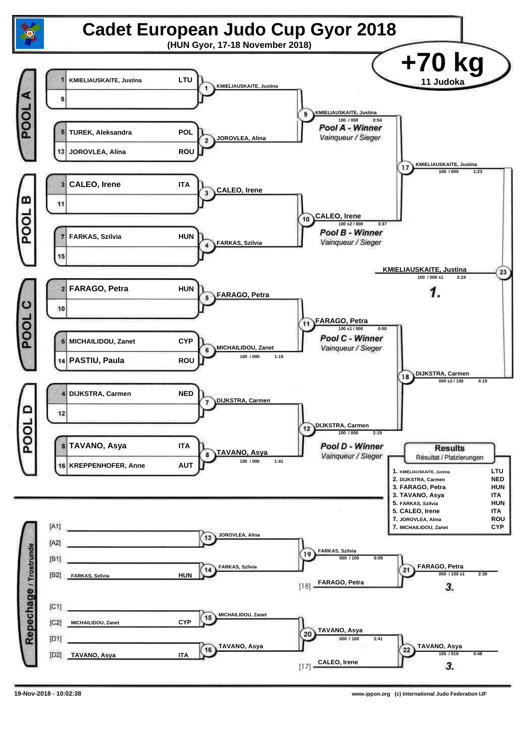# Cadet European Judo Cup Gyor 2018

**(HUN Gyor, 17-18 November 2018)**

## +70 kg

11 Judoka

### POOL A

| | | |
|---|---|---|
| 1 | KMIELIAUSKAITE, Justina | LTU |
| 9 | | |
| 5 | TUREK, Aleksandra | POL |
| 13 | JOROVLEA, Alina | ROU |

- 1: KMIELIAUSKAITE, Justina
- 2: JOROVLEA, Alina
- 9: KMIELIAUSKAITE, Justina — 100 / 000 — 0:54

*Pool A - Winner*
*Vainqueur / Sieger*

### POOL B

| | | |
|---|---|---|
| 3 | CALEO, Irene | ITA |
| 11 | | |
| 7 | FARKAS, Szilvia | HUN |
| 15 | | |

- 3: CALEO, Irene
- 4: FARKAS, Szilvia
- 10: CALEO, Irene — 100 s2 / 000 — 3:37

*Pool B - Winner*
*Vainqueur / Sieger*

- 17: KMIELIAUSKAITE, Justina — 100 / 000 — 1:23

### POOL C

| | | |
|---|---|---|
| 2 | FARAGO, Petra | HUN |
| 10 | | |
| 6 | MICHAILIDOU, Zanet | CYP |
| 14 | PASTIU, Paula | ROU |

- 5: FARAGO, Petra
- 6: MICHAILIDOU, Zanet — 100 / 000 — 1:19
- 11: FARAGO, Petra — 100 s1 / 000 — 0:50

*Pool C - Winner*
*Vainqueur / Sieger*

### POOL D

| | | |
|---|---|---|
| 4 | DIJKSTRA, Carmen | NED |
| 12 | | |
| 8 | TAVANO, Asya | ITA |
| 16 | KREPPENHOFER, Anne | AUT |

- 7: DIJKSTRA, Carmen
- 8: TAVANO, Asya — 100 / 000 — 1:41
- 12: DIJKSTRA, Carmen — 100 / 000 — 2:19

*Pool D - Winner*
*Vainqueur / Sieger*

- 18: DIJKSTRA, Carmen — 000 s3 / 100 — 4:19

### Final

- 23: KMIELIAUSKAITE, Justina — 100 / 000 s1 — 2:24

**1.**

### Repechage / Trostrunde

| | | |
|---|---|---|
| [A1] | | |
| [A2] | | |
| [B1] | | |
| [B2] | FARKAS, Szilvia | HUN |
| [C1] | | |
| [C2] | MICHAILIDOU, Zanet | CYP |
| [D1] | | |
| [D2] | TAVANO, Asya | ITA |

- 13: JOROVLEA, Alina
- 14: FARKAS, Szilvia
- 19: FARKAS, Szilvia — 000 / 100 — 0:09
- [18] FARAGO, Petra
- 21: FARAGO, Petra — 000 / 100 s1 — 2:39 — **3.**
- 15: MICHAILIDOU, Zanet
- 16: TAVANO, Asya
- 20: TAVANO, Asya — 000 / 100 — 2:41
- [17] CALEO, Irene
- 22: TAVANO, Asya — 100 / 010 — 0:48 — **3.**

### Results

Résultat / Platzierungen

| | | |
|---|---|---|
| 1. | KMIELIAUSKAITE, Justina | LTU |
| 2. | DIJKSTRA, Carmen | NED |
| 3. | FARAGO, Petra | HUN |
| 3. | TAVANO, Asya | ITA |
| 5. | FARKAS, Szilvia | HUN |
| 5. | CALEO, Irene | ITA |
| 7. | JOROVLEA, Alina | ROU |
| 7. | MICHAILIDOU, Zanet | CYP |

19-Nov-2018 - 10:02:38

www.ippon.org (c) International Judo Federation IJF